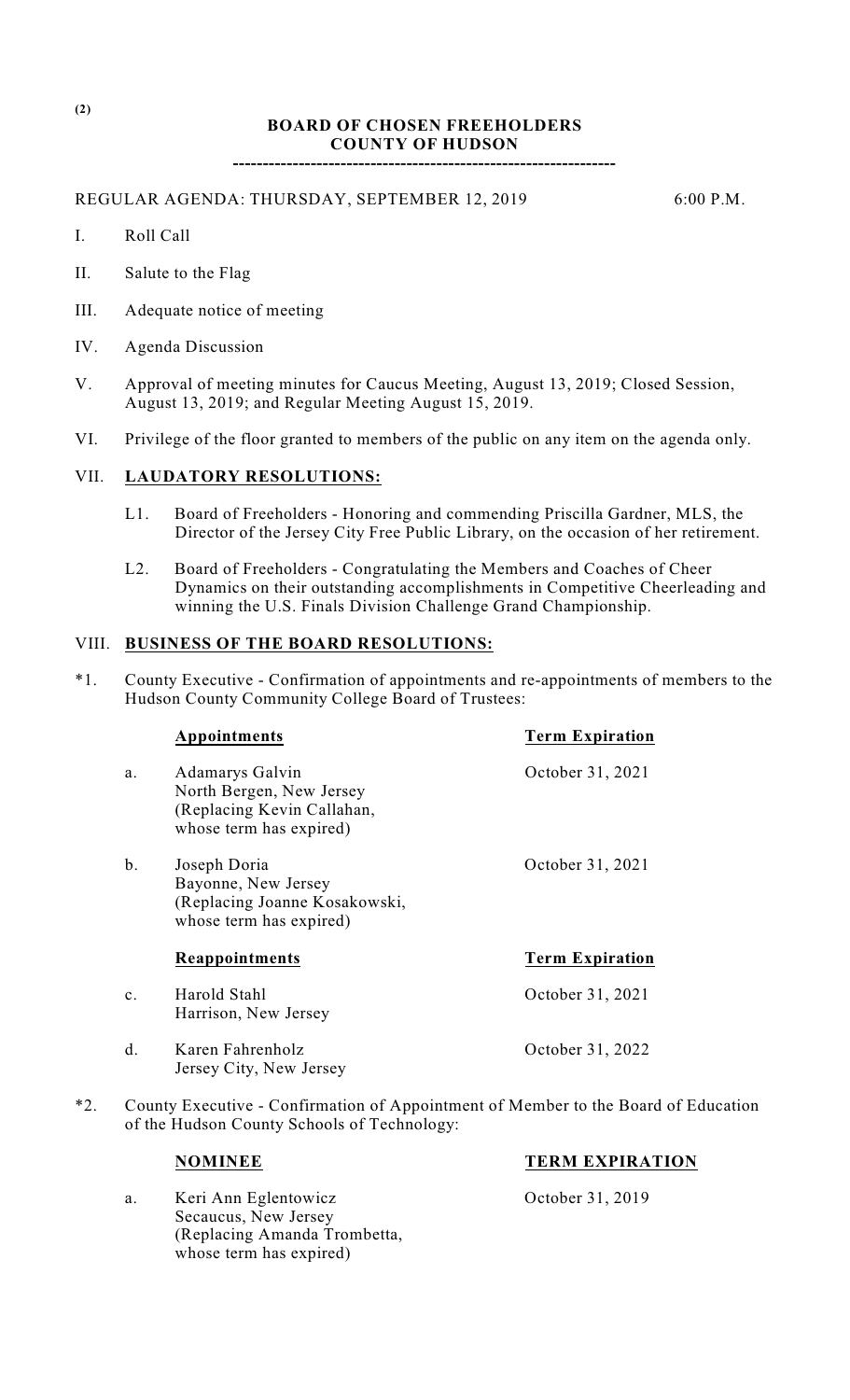# BOARD OF CHOSEN FREEHOLDERS
## COUNTY OF HUDSON

---

REGULAR AGENDA: THURSDAY, SEPTEMBER 12, 2019 6:00 P.M.

I. Roll Call

II. Salute to the Flag

III. Adequate notice of meeting

IV. Agenda Discussion

V. Approval of meeting minutes for Caucus Meeting, August 13, 2019; Closed Session, August 13, 2019; and Regular Meeting August 15, 2019.

VI. Privilege of the floor granted to members of the public on any item on the agenda only.

VII. **LAUDATORY RESOLUTIONS:**

L1. Board of Freeholders - Honoring and commending Priscilla Gardner, MLS, the Director of the Jersey City Free Public Library, on the occasion of her retirement.

L2. Board of Freeholders - Congratulating the Members and Coaches of Cheer Dynamics on their outstanding accomplishments in Competitive Cheerleading and winning the U.S. Finals Division Challenge Grand Championship.

VIII. **BUSINESS OF THE BOARD RESOLUTIONS:**

*1. County Executive - Confirmation of appointments and re-appointments of members to the Hudson County Community College Board of Trustees:

| | **Appointments** | **Term Expiration** |
|---|---|---|
| a. | Adamarys Galvin<br>North Bergen, New Jersey<br>(Replacing Kevin Callahan, whose term has expired) | October 31, 2021 |
| b. | Joseph Doria<br>Bayonne, New Jersey<br>(Replacing Joanne Kosakowski, whose term has expired) | October 31, 2021 |
| | **Reappointments** | **Term Expiration** |
| c. | Harold Stahl<br>Harrison, New Jersey | October 31, 2021 |
| d. | Karen Fahrenholz<br>Jersey City, New Jersey | October 31, 2022 |

*2. County Executive - Confirmation of Appointment of Member to the Board of Education of the Hudson County Schools of Technology:

| | **NOMINEE** | **TERM EXPIRATION** |
|---|---|---|
| a. | Keri Ann Eglentowicz<br>Secaucus, New Jersey<br>(Replacing Amanda Trombetta, whose term has expired) | October 31, 2019 |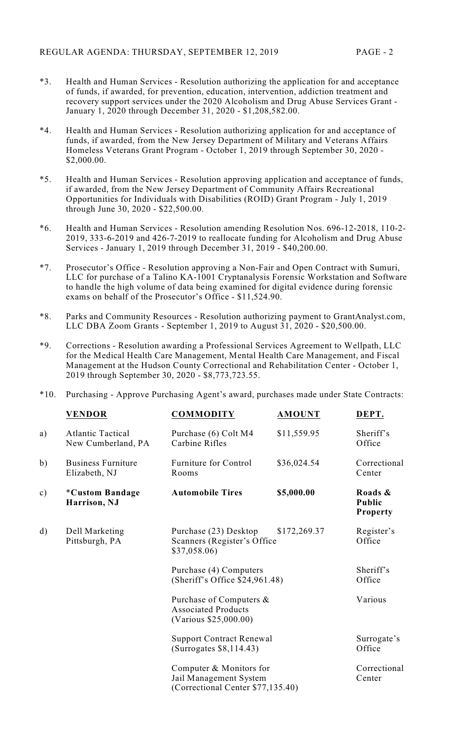*3. Health and Human Services - Resolution authorizing the application for and acceptance of funds, if awarded, for prevention, education, intervention, addiction treatment and recovery support services under the 2020 Alcoholism and Drug Abuse Services Grant - January 1, 2020 through December 31, 2020 - $1,208,582.00.

*4. Health and Human Services - Resolution authorizing application for and acceptance of funds, if awarded, from the New Jersey Department of Military and Veterans Affairs Homeless Veterans Grant Program - October 1, 2019 through September 30, 2020 - $2,000.00.

*5. Health and Human Services - Resolution approving application and acceptance of funds, if awarded, from the New Jersey Department of Community Affairs Recreational Opportunities for Individuals with Disabilities (ROID) Grant Program - July 1, 2019 through June 30, 2020 - $22,500.00.

*6. Health and Human Services - Resolution amending Resolution Nos. 696-12-2018, 110-2-2019, 333-6-2019 and 426-7-2019 to reallocate funding for Alcoholism and Drug Abuse Services - January 1, 2019 through December 31, 2019 - $40,200.00.

*7. Prosecutor's Office - Resolution approving a Non-Fair and Open Contract with Sumuri, LLC for purchase of a Talino KA-1001 Cryptanalysis Forensic Workstation and Software to handle the high volume of data being examined for digital evidence during forensic exams on behalf of the Prosecutor's Office - $11,524.90.

*8. Parks and Community Resources - Resolution authorizing payment to GrantAnalyst.com, LLC DBA Zoom Grants - September 1, 2019 to August 31, 2020 - $20,500.00.

*9. Corrections - Resolution awarding a Professional Services Agreement to Wellpath, LLC for the Medical Health Care Management, Mental Health Care Management, and Fiscal Management at the Hudson County Correctional and Rehabilitation Center - October 1, 2019 through September 30, 2020 - $8,773,723.55.

*10. Purchasing - Approve Purchasing Agent's award, purchases made under State Contracts:

| | **VENDOR** | **COMMODITY** | **AMOUNT** | **DEPT.** |
|---|---|---|---|---|
| a) | Atlantic Tactical New Cumberland, PA | Purchase (6) Colt M4 Carbine Rifles | $11,559.95 | Sheriff's Office |
| b) | Business Furniture Elizabeth, NJ | Furniture for Control Rooms | $36,024.54 | Correctional Center |
| c) | ***Custom Bandage Harrison, NJ** | **Automobile Tires** | **$5,000.00** | **Roads & Public Property** |
| d) | Dell Marketing Pittsburgh, PA | Purchase (23) Desktop Scanners (Register's Office $37,058.06) | $172,269.37 | Register's Office |
| | | Purchase (4) Computers (Sheriff's Office $24,961.48) | | Sheriff's Office |
| | | Purchase of Computers & Associated Products (Various $25,000.00) | | Various |
| | | Support Contract Renewal (Surrogates $8,114.43) | | Surrogate's Office |
| | | Computer & Monitors for Jail Management System (Correctional Center $77,135.40) | | Correctional Center |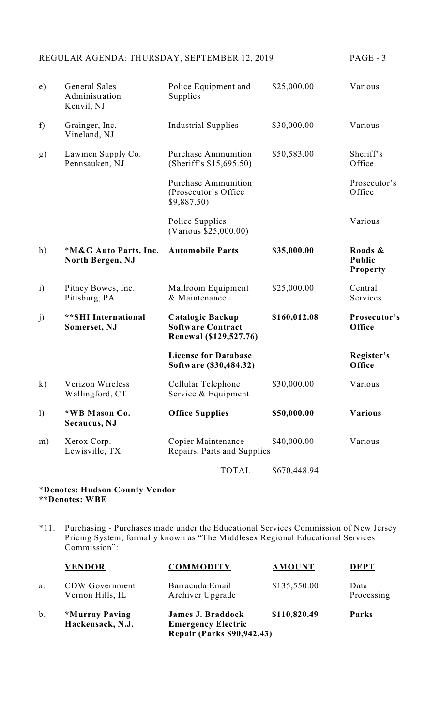| | | | | |
|---|---|---|---|---|
| e) | General Sales Administration Kenvil, NJ | Police Equipment and Supplies | $25,000.00 | Various |
| f) | Grainger, Inc. Vineland, NJ | Industrial Supplies | $30,000.00 | Various |
| g) | Lawmen Supply Co. Pennsauken, NJ | Purchase Ammunition (Sheriff's $15,695.50) | $50,583.00 | Sheriff's Office |
| | | Purchase Ammunition (Prosecutor's Office $9,887.50) | | Prosecutor's Office |
| | | Police Supplies (Various $25,000.00) | | Various |
| h) | **\*M&G Auto Parts, Inc. North Bergen, NJ** | **Automobile Parts** | **$35,000.00** | **Roads & Public Property** |
| i) | Pitney Bowes, Inc. Pittsburg, PA | Mailroom Equipment & Maintenance | $25,000.00 | Central Services |
| j) | **\*\*SHI International Somerset, NJ** | **Catalogic Backup Software Contract Renewal ($129,527.76)** | **$160,012.08** | **Prosecutor's Office** |
| | | **License for Database Software ($30,484.32)** | | **Register's Office** |
| k) | Verizon Wireless Wallingford, CT | Cellular Telephone Service & Equipment | $30,000.00 | Various |
| l) | **\*WB Mason Co. Secaucus, NJ** | **Office Supplies** | **$50,000.00** | **Various** |
| m) | Xerox Corp. Lewisville, TX | Copier Maintenance Repairs, Parts and Supplies | $40,000.00 | Various |
| | | TOTAL | $670,448.94 | |

**\*Denotes: Hudson County Vendor**
**\*\*Denotes: WBE**

*11. Purchasing - Purchases made under the Educational Services Commission of New Jersey Pricing System, formally known as "The Middlesex Regional Educational Services Commission":

| | **VENDOR** | **COMMODITY** | **AMOUNT** | **DEPT** |
|---|---|---|---|---|
| a. | CDW Government Vernon Hills, IL | Barracuda Email Archiver Upgrade | $135,550.00 | Data Processing |
| b. | **\*Murray Paving Hackensack, N.J.** | **James J. Braddock Emergency Electric Repair (Parks $90,942.43)** | **$110,820.49** | **Parks** |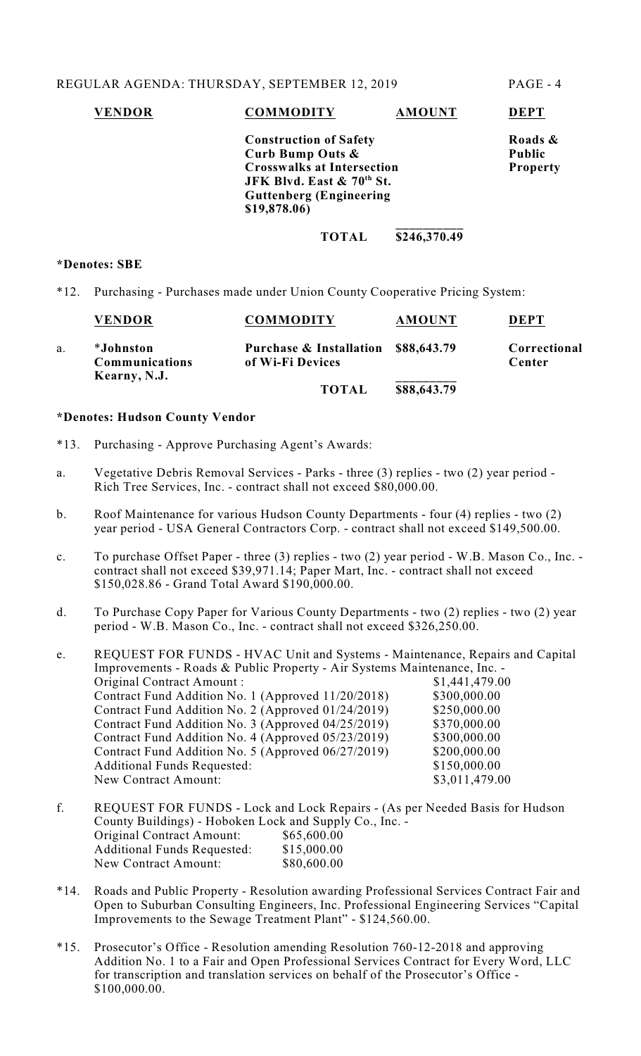| VENDOR | COMMODITY | AMOUNT | DEPT |
|---|---|---|---|
| | **Construction of Safety Curb Bump Outs & Crosswalks at Intersection JFK Blvd. East & 70th St. Guttenberg (Engineering $19,878.06)** | | **Roads & Public Property** |
| | **TOTAL** | **$246,370.49** | |

**\*Denotes: SBE**

\*12. Purchasing - Purchases made under Union County Cooperative Pricing System:

| | VENDOR | COMMODITY | AMOUNT | DEPT |
|---|---|---|---|---|
| a. | **\*Johnston Communications** Kearny, N.J. | **Purchase & Installation of Wi-Fi Devices** | **$88,643.79** | **Correctional Center** |
| | | **TOTAL** | **$88,643.79** | |

**\*Denotes: Hudson County Vendor**

\*13. Purchasing - Approve Purchasing Agent's Awards:

a. Vegetative Debris Removal Services - Parks - three (3) replies - two (2) year period - Rich Tree Services, Inc. - contract shall not exceed $80,000.00.

b. Roof Maintenance for various Hudson County Departments - four (4) replies - two (2) year period - USA General Contractors Corp. - contract shall not exceed $149,500.00.

c. To purchase Offset Paper - three (3) replies - two (2) year period - W.B. Mason Co., Inc. - contract shall not exceed $39,971.14; Paper Mart, Inc. - contract shall not exceed $150,028.86 - Grand Total Award $190,000.00.

d. To Purchase Copy Paper for Various County Departments - two (2) replies - two (2) year period - W.B. Mason Co., Inc. - contract shall not exceed $326,250.00.

e. REQUEST FOR FUNDS - HVAC Unit and Systems - Maintenance, Repairs and Capital Improvements - Roads & Public Property - Air Systems Maintenance, Inc. -

| | |
|---|---|
| Original Contract Amount : | $1,441,479.00 |
| Contract Fund Addition No. 1 (Approved 11/20/2018) | $300,000.00 |
| Contract Fund Addition No. 2 (Approved 01/24/2019) | $250,000.00 |
| Contract Fund Addition No. 3 (Approved 04/25/2019) | $370,000.00 |
| Contract Fund Addition No. 4 (Approved 05/23/2019) | $300,000.00 |
| Contract Fund Addition No. 5 (Approved 06/27/2019) | $200,000.00 |
| Additional Funds Requested: | $150,000.00 |
| New Contract Amount: | $3,011,479.00 |

f. REQUEST FOR FUNDS - Lock and Lock Repairs - (As per Needed Basis for Hudson County Buildings) - Hoboken Lock and Supply Co., Inc. -

| | |
|---|---|
| Original Contract Amount: | $65,600.00 |
| Additional Funds Requested: | $15,000.00 |
| New Contract Amount: | $80,600.00 |

\*14. Roads and Public Property - Resolution awarding Professional Services Contract Fair and Open to Suburban Consulting Engineers, Inc. Professional Engineering Services "Capital Improvements to the Sewage Treatment Plant" - $124,560.00.

\*15. Prosecutor's Office - Resolution amending Resolution 760-12-2018 and approving Addition No. 1 to a Fair and Open Professional Services Contract for Every Word, LLC for transcription and translation services on behalf of the Prosecutor's Office - $100,000.00.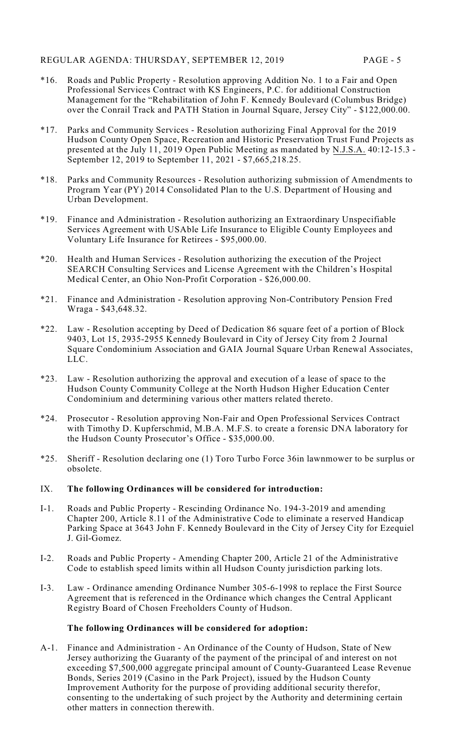*16. Roads and Public Property - Resolution approving Addition No. 1 to a Fair and Open Professional Services Contract with KS Engineers, P.C. for additional Construction Management for the "Rehabilitation of John F. Kennedy Boulevard (Columbus Bridge) over the Conrail Track and PATH Station in Journal Square, Jersey City" - $122,000.00.

*17. Parks and Community Services - Resolution authorizing Final Approval for the 2019 Hudson County Open Space, Recreation and Historic Preservation Trust Fund Projects as presented at the July 11, 2019 Open Public Meeting as mandated by N.J.S.A. 40:12-15.3 - September 12, 2019 to September 11, 2021 - $7,665,218.25.

*18. Parks and Community Resources - Resolution authorizing submission of Amendments to Program Year (PY) 2014 Consolidated Plan to the U.S. Department of Housing and Urban Development.

*19. Finance and Administration - Resolution authorizing an Extraordinary Unspecifiable Services Agreement with USAble Life Insurance to Eligible County Employees and Voluntary Life Insurance for Retirees - $95,000.00.

*20. Health and Human Services - Resolution authorizing the execution of the Project SEARCH Consulting Services and License Agreement with the Children's Hospital Medical Center, an Ohio Non-Profit Corporation - $26,000.00.

*21. Finance and Administration - Resolution approving Non-Contributory Pension Fred Wraga - $43,648.32.

*22. Law - Resolution accepting by Deed of Dedication 86 square feet of a portion of Block 9403, Lot 15, 2935-2955 Kennedy Boulevard in City of Jersey City from 2 Journal Square Condominium Association and GAIA Journal Square Urban Renewal Associates, LLC.

*23. Law - Resolution authorizing the approval and execution of a lease of space to the Hudson County Community College at the North Hudson Higher Education Center Condominium and determining various other matters related thereto.

*24. Prosecutor - Resolution approving Non-Fair and Open Professional Services Contract with Timothy D. Kupferschmid, M.B.A. M.F.S. to create a forensic DNA laboratory for the Hudson County Prosecutor's Office - $35,000.00.

*25. Sheriff - Resolution declaring one (1) Toro Turbo Force 36in lawnmower to be surplus or obsolete.

## IX. The following Ordinances will be considered for introduction:

I-1. Roads and Public Property - Rescinding Ordinance No. 194-3-2019 and amending Chapter 200, Article 8.11 of the Administrative Code to eliminate a reserved Handicap Parking Space at 3643 John F. Kennedy Boulevard in the City of Jersey City for Ezequiel J. Gil-Gomez.

I-2. Roads and Public Property - Amending Chapter 200, Article 21 of the Administrative Code to establish speed limits within all Hudson County jurisdiction parking lots.

I-3. Law - Ordinance amending Ordinance Number 305-6-1998 to replace the First Source Agreement that is referenced in the Ordinance which changes the Central Applicant Registry Board of Chosen Freeholders County of Hudson.

### The following Ordinances will be considered for adoption:

A-1. Finance and Administration - An Ordinance of the County of Hudson, State of New Jersey authorizing the Guaranty of the payment of the principal of and interest on not exceeding $7,500,000 aggregate principal amount of County-Guaranteed Lease Revenue Bonds, Series 2019 (Casino in the Park Project), issued by the Hudson County Improvement Authority for the purpose of providing additional security therefor, consenting to the undertaking of such project by the Authority and determining certain other matters in connection therewith.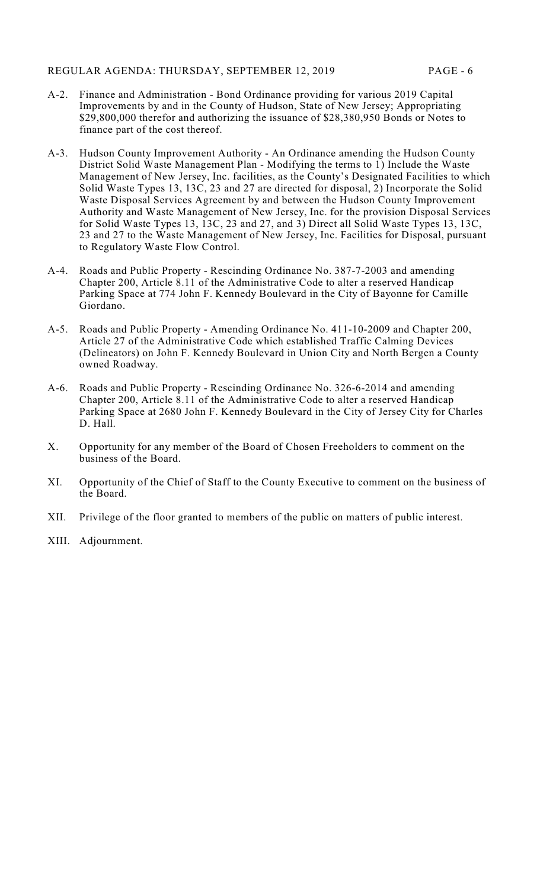A-2. Finance and Administration - Bond Ordinance providing for various 2019 Capital Improvements by and in the County of Hudson, State of New Jersey; Appropriating $29,800,000 therefor and authorizing the issuance of $28,380,950 Bonds or Notes to finance part of the cost thereof.

A-3. Hudson County Improvement Authority - An Ordinance amending the Hudson County District Solid Waste Management Plan - Modifying the terms to 1) Include the Waste Management of New Jersey, Inc. facilities, as the County's Designated Facilities to which Solid Waste Types 13, 13C, 23 and 27 are directed for disposal, 2) Incorporate the Solid Waste Disposal Services Agreement by and between the Hudson County Improvement Authority and Waste Management of New Jersey, Inc. for the provision Disposal Services for Solid Waste Types 13, 13C, 23 and 27, and 3) Direct all Solid Waste Types 13, 13C, 23 and 27 to the Waste Management of New Jersey, Inc. Facilities for Disposal, pursuant to Regulatory Waste Flow Control.

A-4. Roads and Public Property - Rescinding Ordinance No. 387-7-2003 and amending Chapter 200, Article 8.11 of the Administrative Code to alter a reserved Handicap Parking Space at 774 John F. Kennedy Boulevard in the City of Bayonne for Camille Giordano.

A-5. Roads and Public Property - Amending Ordinance No. 411-10-2009 and Chapter 200, Article 27 of the Administrative Code which established Traffic Calming Devices (Delineators) on John F. Kennedy Boulevard in Union City and North Bergen a County owned Roadway.

A-6. Roads and Public Property - Rescinding Ordinance No. 326-6-2014 and amending Chapter 200, Article 8.11 of the Administrative Code to alter a reserved Handicap Parking Space at 2680 John F. Kennedy Boulevard in the City of Jersey City for Charles D. Hall.

X. Opportunity for any member of the Board of Chosen Freeholders to comment on the business of the Board.

XI. Opportunity of the Chief of Staff to the County Executive to comment on the business of the Board.

XII. Privilege of the floor granted to members of the public on matters of public interest.

XIII. Adjournment.